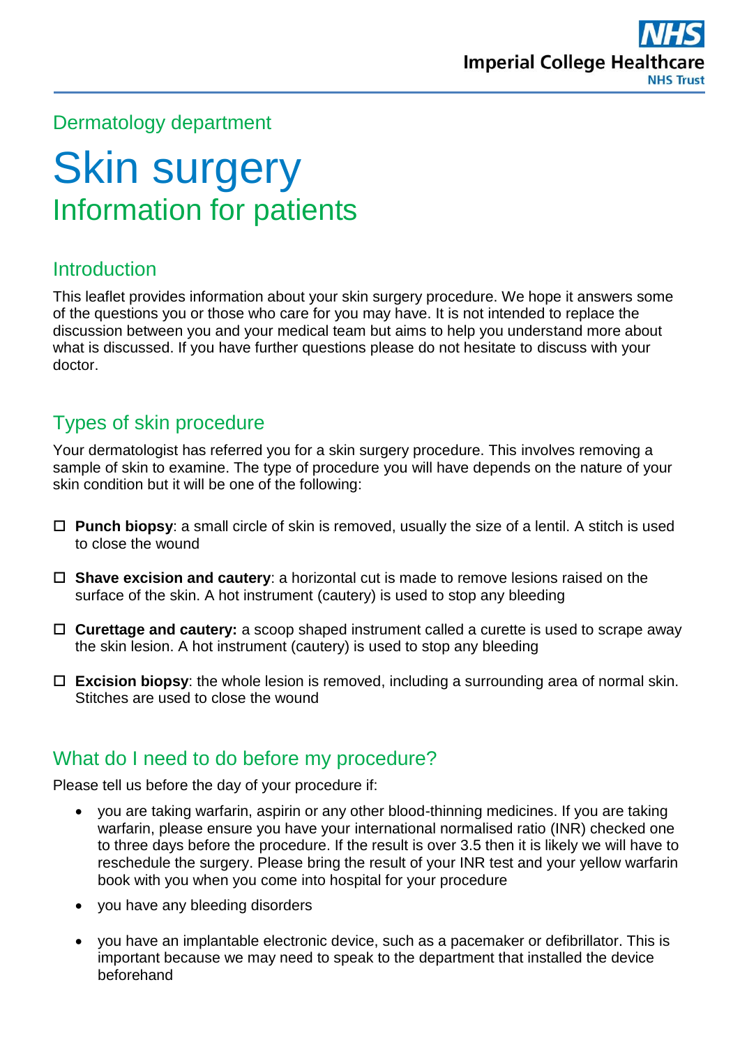Dermatology department

# Skin surgery

## Information for patients

### Introduction

This leaflet provides information about your skin surgery procedure. We hope it answers some of the questions you or those who care for you may have. It is not intended to replace the discussion between you and your medical team but aims to help you understand more about what is discussed. If you have further questions please do not hesitate to discuss with your doctor.

### Types of skin procedure

Your dermatologist has referred you for a skin surgery procedure. This involves removing a sample of skin to examine. The type of procedure you will have depends on the nature of your skin condition but it will be one of the following:

- ☐ **Punch biopsy**: a small circle of skin is removed, usually the size of a lentil. A stitch is used to close the wound
- ☐ **Shave excision and cautery**: a horizontal cut is made to remove lesions raised on the surface of the skin. A hot instrument (cautery) is used to stop any bleeding
- ☐ **Curettage and cautery:** a scoop shaped instrument called a curette is used to scrape away the skin lesion. A hot instrument (cautery) is used to stop any bleeding
- ☐ **Excision biopsy**: the whole lesion is removed, including a surrounding area of normal skin. Stitches are used to close the wound

### What do I need to do before my procedure?

Please tell us before the day of your procedure if:

- you are taking warfarin, aspirin or any other blood-thinning medicines. If you are taking warfarin, please ensure you have your international normalised ratio (INR) checked one to three days before the procedure. If the result is over 3.5 then it is likely we will have to reschedule the surgery. Please bring the result of your INR test and your yellow warfarin book with you when you come into hospital for your procedure
- you have any bleeding disorders
- you have an implantable electronic device, such as a pacemaker or defibrillator. This is important because we may need to speak to the department that installed the device beforehand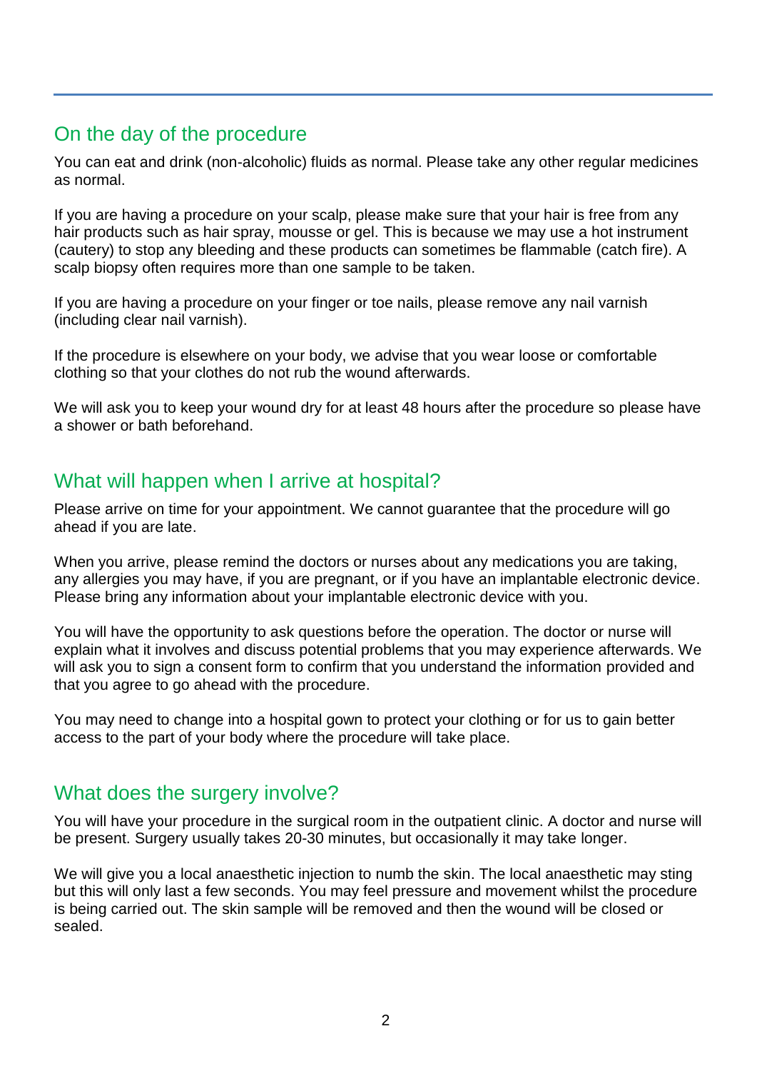## On the day of the procedure

You can eat and drink (non-alcoholic) fluids as normal. Please take any other regular medicines as normal.

If you are having a procedure on your scalp, please make sure that your hair is free from any hair products such as hair spray, mousse or gel. This is because we may use a hot instrument (cautery) to stop any bleeding and these products can sometimes be flammable (catch fire). A scalp biopsy often requires more than one sample to be taken.

If you are having a procedure on your finger or toe nails, please remove any nail varnish (including clear nail varnish).

If the procedure is elsewhere on your body, we advise that you wear loose or comfortable clothing so that your clothes do not rub the wound afterwards.

We will ask you to keep your wound dry for at least 48 hours after the procedure so please have a shower or bath beforehand.

## What will happen when I arrive at hospital?

Please arrive on time for your appointment. We cannot guarantee that the procedure will go ahead if you are late.

When you arrive, please remind the doctors or nurses about any medications you are taking, any allergies you may have, if you are pregnant, or if you have an implantable electronic device. Please bring any information about your implantable electronic device with you.

You will have the opportunity to ask questions before the operation. The doctor or nurse will explain what it involves and discuss potential problems that you may experience afterwards. We will ask you to sign a consent form to confirm that you understand the information provided and that you agree to go ahead with the procedure.

You may need to change into a hospital gown to protect your clothing or for us to gain better access to the part of your body where the procedure will take place.

## What does the surgery involve?

You will have your procedure in the surgical room in the outpatient clinic. A doctor and nurse will be present. Surgery usually takes 20-30 minutes, but occasionally it may take longer.

We will give you a local anaesthetic injection to numb the skin. The local anaesthetic may sting but this will only last a few seconds. You may feel pressure and movement whilst the procedure is being carried out. The skin sample will be removed and then the wound will be closed or sealed.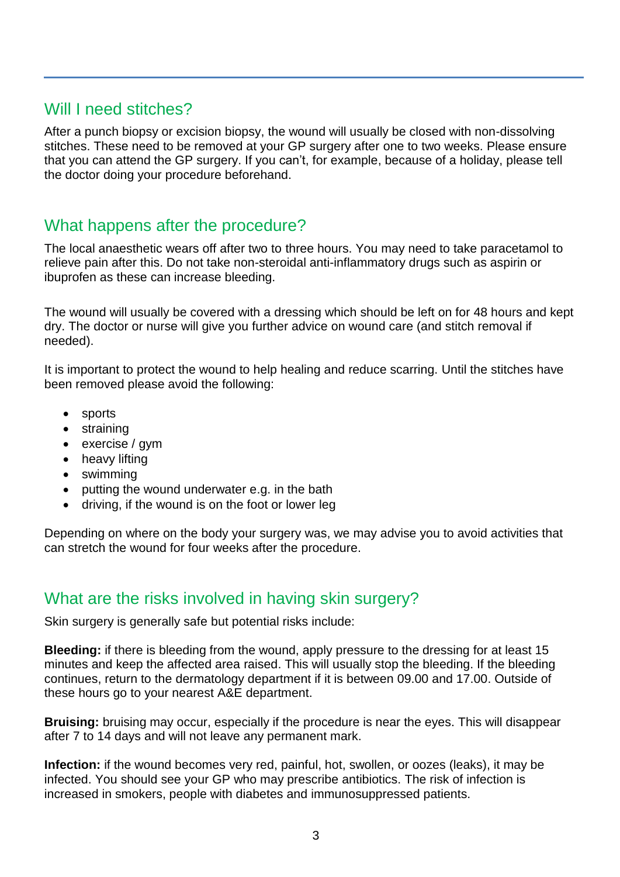## Will I need stitches?

After a punch biopsy or excision biopsy, the wound will usually be closed with non-dissolving stitches. These need to be removed at your GP surgery after one to two weeks. Please ensure that you can attend the GP surgery. If you can't, for example, because of a holiday, please tell the doctor doing your procedure beforehand.

## What happens after the procedure?

The local anaesthetic wears off after two to three hours. You may need to take paracetamol to relieve pain after this. Do not take non-steroidal anti-inflammatory drugs such as aspirin or ibuprofen as these can increase bleeding.

The wound will usually be covered with a dressing which should be left on for 48 hours and kept dry. The doctor or nurse will give you further advice on wound care (and stitch removal if needed).

It is important to protect the wound to help healing and reduce scarring. Until the stitches have been removed please avoid the following:

- sports
- straining
- exercise / gym
- heavy lifting
- swimming
- putting the wound underwater e.g. in the bath
- driving, if the wound is on the foot or lower leg

Depending on where on the body your surgery was, we may advise you to avoid activities that can stretch the wound for four weeks after the procedure.

## What are the risks involved in having skin surgery?

Skin surgery is generally safe but potential risks include:

**Bleeding:** if there is bleeding from the wound, apply pressure to the dressing for at least 15 minutes and keep the affected area raised. This will usually stop the bleeding. If the bleeding continues, return to the dermatology department if it is between 09.00 and 17.00. Outside of these hours go to your nearest A&E department.

**Bruising:** bruising may occur, especially if the procedure is near the eyes. This will disappear after 7 to 14 days and will not leave any permanent mark.

**Infection:** if the wound becomes very red, painful, hot, swollen, or oozes (leaks), it may be infected. You should see your GP who may prescribe antibiotics. The risk of infection is increased in smokers, people with diabetes and immunosuppressed patients.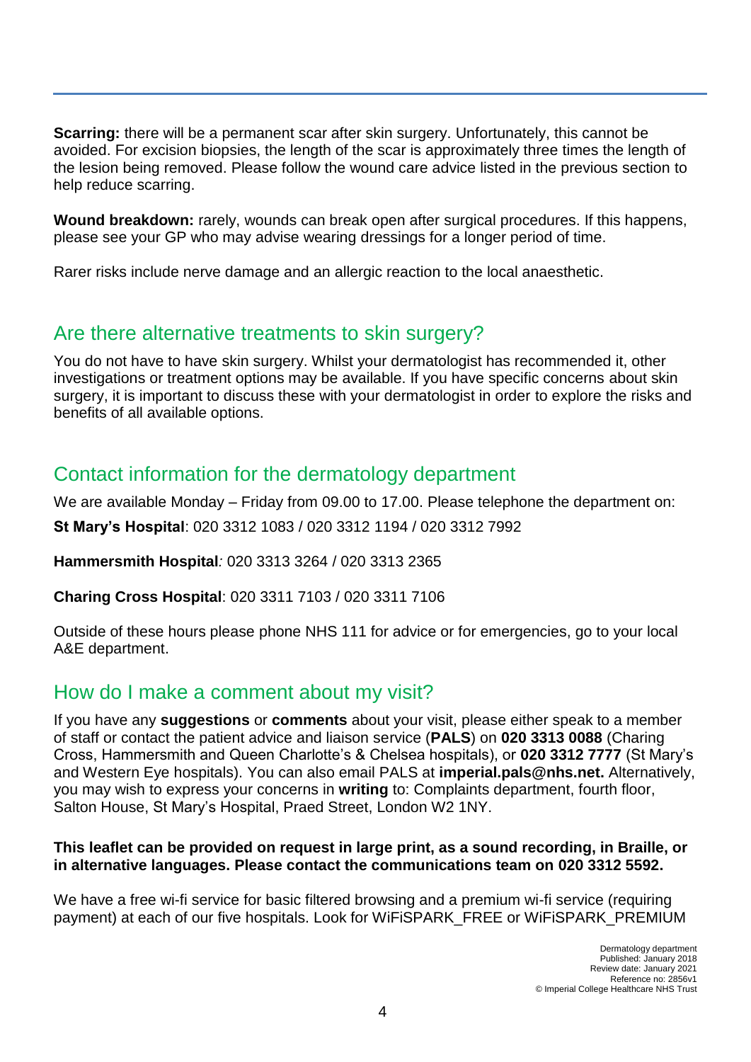**Scarring:** there will be a permanent scar after skin surgery. Unfortunately, this cannot be avoided. For excision biopsies, the length of the scar is approximately three times the length of the lesion being removed. Please follow the wound care advice listed in the previous section to help reduce scarring.

**Wound breakdown:** rarely, wounds can break open after surgical procedures. If this happens, please see your GP who may advise wearing dressings for a longer period of time.

Rarer risks include nerve damage and an allergic reaction to the local anaesthetic.

## Are there alternative treatments to skin surgery?

You do not have to have skin surgery. Whilst your dermatologist has recommended it, other investigations or treatment options may be available. If you have specific concerns about skin surgery, it is important to discuss these with your dermatologist in order to explore the risks and benefits of all available options.

## Contact information for the dermatology department

We are available Monday – Friday from 09.00 to 17.00. Please telephone the department on:

**St Mary's Hospital**: 020 3312 1083 / 020 3312 1194 / 020 3312 7992

**Hammersmith Hospital***:* 020 3313 3264 / 020 3313 2365

**Charing Cross Hospital**: 020 3311 7103 / 020 3311 7106

Outside of these hours please phone NHS 111 for advice or for emergencies, go to your local A&E department.

## How do I make a comment about my visit?

If you have any **suggestions** or **comments** about your visit, please either speak to a member of staff or contact the patient advice and liaison service (**PALS**) on **020 3313 0088** (Charing Cross, Hammersmith and Queen Charlotte's & Chelsea hospitals), or **020 3312 7777** (St Mary's and Western Eye hospitals). You can also email PALS at **imperial.pals@nhs.net.** Alternatively, you may wish to express your concerns in **writing** to: Complaints department, fourth floor, Salton House, St Mary's Hospital, Praed Street, London W2 1NY.

**This leaflet can be provided on request in large print, as a sound recording, in Braille, or in alternative languages. Please contact the communications team on 020 3312 5592.**

We have a free wi-fi service for basic filtered browsing and a premium wi-fi service (requiring payment) at each of our five hospitals. Look for WiFiSPARK_FREE or WiFiSPARK_PREMIUM

Dermatology department
Published: January 2018
Review date: January 2021
Reference no: 2856v1
© Imperial College Healthcare NHS Trust